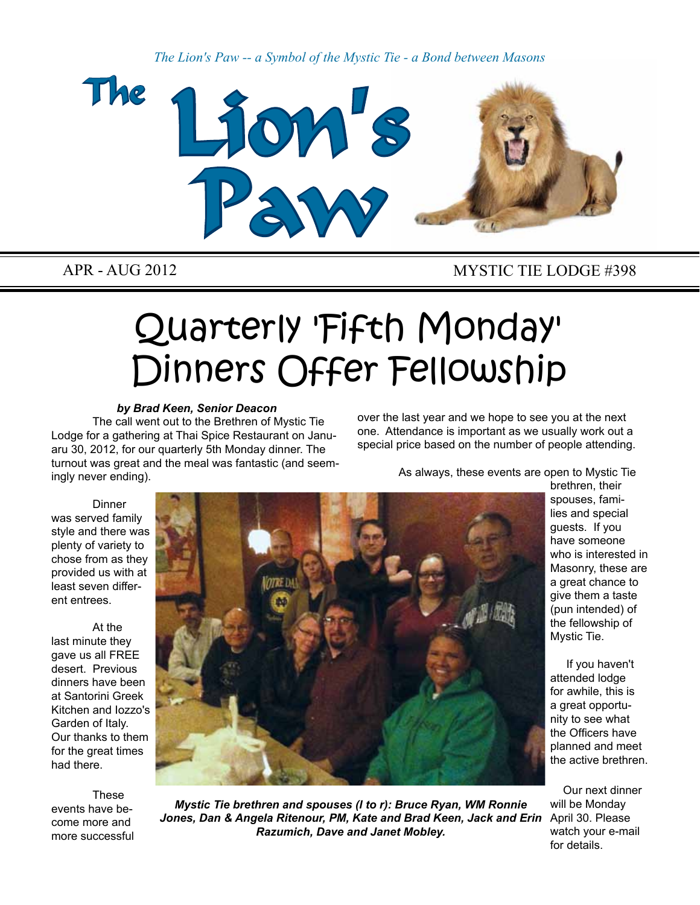*The Lion's Paw -- a Symbol of the Mystic Tie - a Bond between Masons*

# The Lion's Paw

APR - AUG 2012 | MYSTIC TIE LODGE #398

# Quarterly 'Fifth Monday' Dinners Offer Fellowship

***by Brad Keen, Senior Deacon***

The call went out to the Brethren of Mystic Tie Lodge for a gathering at Thai Spice Restaurant on Januaru 30, 2012, for our quarterly 5th Monday dinner. The turnout was great and the meal was fantastic (and seemingly never ending).

Dinner was served family style and there was plenty of variety to chose from as they provided us with at least seven different entrees.

At the last minute they gave us all FREE desert. Previous dinners have been at Santorini Greek Kitchen and Iozzo's Garden of Italy. Our thanks to them for the great times had there.

These events have become more and more successful over the last year and we hope to see you at the next one. Attendance is important as we usually work out a special price based on the number of people attending.

As always, these events are open to Mystic Tie brethren, their spouses, families and special guests. If you have someone who is interested in Masonry, these are a great chance to give them a taste (pun intended) of the fellowship of Mystic Tie.

If you haven't attended lodge for awhile, this is a great opportunity to see what the Officers have planned and meet the active brethren.

Our next dinner will be Monday April 30. Please watch your e-mail for details.

***Mystic Tie brethren and spouses (l to r): Bruce Ryan, WM Ronnie Jones, Dan & Angela Ritenour, PM, Kate and Brad Keen, Jack and Erin Razumich, Dave and Janet Mobley.***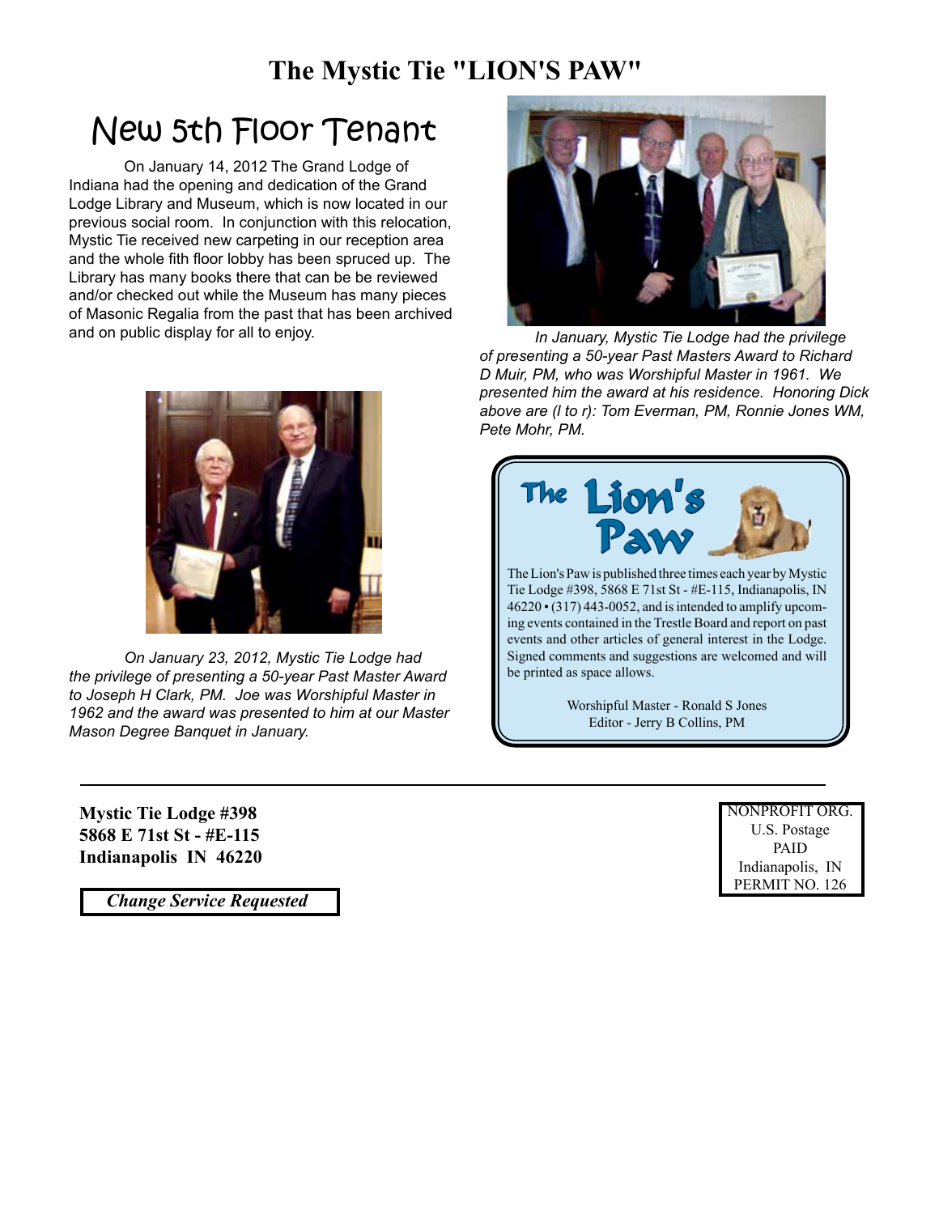# The Mystic Tie "LION'S PAW"

## New 5th Floor Tenant

On January 14, 2012 The Grand Lodge of Indiana had the opening and dedication of the Grand Lodge Library and Museum, which is now located in our previous social room. In conjunction with this relocation, Mystic Tie received new carpeting in our reception area and the whole fith floor lobby has been spruced up. The Library has many books there that can be be reviewed and/or checked out while the Museum has many pieces of Masonic Regalia from the past that has been archived and on public display for all to enjoy.

*In January, Mystic Tie Lodge had the privilege of presenting a 50-year Past Masters Award to Richard D Muir, PM, who was Worshipful Master in 1961. We presented him the award at his residence. Honoring Dick above are (l to r): Tom Everman, PM, Ronnie Jones WM, Pete Mohr, PM.*

*On January 23, 2012, Mystic Tie Lodge had the privilege of presenting a 50-year Past Master Award to Joseph H Clark, PM. Joe was Worshipful Master in 1962 and the award was presented to him at our Master Mason Degree Banquet in January.*

### The Lion's Paw

The Lion's Paw is published three times each year by Mystic Tie Lodge #398, 5868 E 71st St - #E-115, Indianapolis, IN 46220 • (317) 443-0052, and is intended to amplify upcoming events contained in the Trestle Board and report on past events and other articles of general interest in the Lodge. Signed comments and suggestions are welcomed and will be printed as space allows.

Worshipful Master - Ronald S Jones
Editor - Jerry B Collins, PM

---

**Mystic Tie Lodge #398**
**5868 E 71st St - #E-115**
**Indianapolis IN 46220**

***Change Service Requested***

NONPROFIT ORG.
U.S. Postage
PAID
Indianapolis, IN
PERMIT NO. 126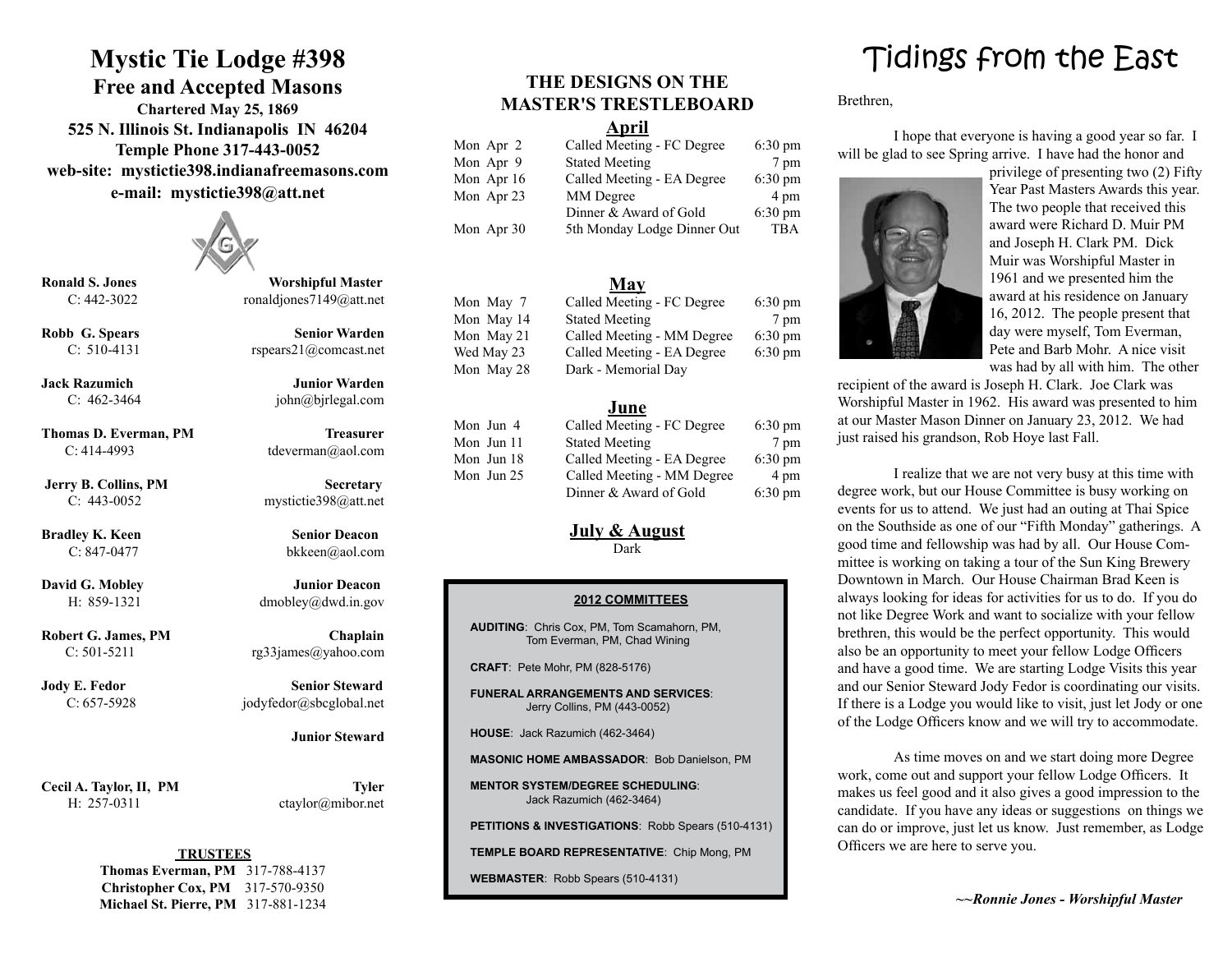# Mystic Tie Lodge #398

## Free and Accepted Masons

**Chartered May 25, 1869**

**525 N. Illinois St. Indianapolis IN 46204**

**Temple Phone 317-443-0052**

**web-site: mystictie398.indianafreemasons.com**

**e-mail: mystictie398@att.net**

| Name | Office |
|---|---|
| **Ronald S. Jones** C: 442-3022 | **Worshipful Master** ronaldjones7149@att.net |
| **Robb G. Spears** C: 510-4131 | **Senior Warden** rspears21@comcast.net |
| **Jack Razumich** C: 462-3464 | **Junior Warden** john@bjrlegal.com |
| **Thomas D. Everman, PM** C: 414-4993 | **Treasurer** tdeverman@aol.com |
| **Jerry B. Collins, PM** C: 443-0052 | **Secretary** mystictie398@att.net |
| **Bradley K. Keen** C: 847-0477 | **Senior Deacon** bkkeen@aol.com |
| **David G. Mobley** H: 859-1321 | **Junior Deacon** dmobley@dwd.in.gov |
| **Robert G. James, PM** C: 501-5211 | **Chaplain** rg33james@yahoo.com |
| **Jody E. Fedor** C: 657-5928 | **Senior Steward** jodyfedor@sbcglobal.net |
| | **Junior Steward** |
| **Cecil A. Taylor, II, PM** H: 257-0311 | **Tyler** ctaylor@mibor.net |

**TRUSTEES**

**Thomas Everman, PM** 317-788-4137
**Christopher Cox, PM** 317-570-9350
**Michael St. Pierre, PM** 317-881-1234

## THE DESIGNS ON THE MASTER'S TRESTLEBOARD

### April

| Date | Event | Time |
|---|---|---|
| Mon Apr 2 | Called Meeting - FC Degree | 6:30 pm |
| Mon Apr 9 | Stated Meeting | 7 pm |
| Mon Apr 16 | Called Meeting - EA Degree | 6:30 pm |
| Mon Apr 23 | MM Degree | 4 pm |
| | Dinner & Award of Gold | 6:30 pm |
| Mon Apr 30 | 5th Monday Lodge Dinner Out | TBA |

### May

| Date | Event | Time |
|---|---|---|
| Mon May 7 | Called Meeting - FC Degree | 6:30 pm |
| Mon May 14 | Stated Meeting | 7 pm |
| Mon May 21 | Called Meeting - MM Degree | 6:30 pm |
| Wed May 23 | Called Meeting - EA Degree | 6:30 pm |
| Mon May 28 | Dark - Memorial Day | |

### June

| Date | Event | Time |
|---|---|---|
| Mon Jun 4 | Called Meeting - FC Degree | 6:30 pm |
| Mon Jun 11 | Stated Meeting | 7 pm |
| Mon Jun 18 | Called Meeting - EA Degree | 6:30 pm |
| Mon Jun 25 | Called Meeting - MM Degree | 4 pm |
| | Dinner & Award of Gold | 6:30 pm |

### July & August

Dark

### 2012 COMMITTEES

**AUDITING**: Chris Cox, PM, Tom Scamahorn, PM, Tom Everman, PM, Chad Wining

**CRAFT**: Pete Mohr, PM (828-5176)

**FUNERAL ARRANGEMENTS AND SERVICES**: Jerry Collins, PM (443-0052)

**HOUSE**: Jack Razumich (462-3464)

**MASONIC HOME AMBASSADOR**: Bob Danielson, PM

**MENTOR SYSTEM/DEGREE SCHEDULING**: Jack Razumich (462-3464)

**PETITIONS & INVESTIGATIONS**: Robb Spears (510-4131)

**TEMPLE BOARD REPRESENTATIVE**: Chip Mong, PM

**WEBMASTER**: Robb Spears (510-4131)

# Tidings from the East

Brethren,

I hope that everyone is having a good year so far. I will be glad to see Spring arrive. I have had the honor and privilege of presenting two (2) Fifty Year Past Masters Awards this year. The two people that received this award were Richard D. Muir PM and Joseph H. Clark PM. Dick Muir was Worshipful Master in 1961 and we presented him the award at his residence on January 16, 2012. The people present that day were myself, Tom Everman, Pete and Barb Mohr. A nice visit was had by all with him. The other recipient of the award is Joseph H. Clark. Joe Clark was Worshipful Master in 1962. His award was presented to him at our Master Mason Dinner on January 23, 2012. We had just raised his grandson, Rob Hoye last Fall.

I realize that we are not very busy at this time with degree work, but our House Committee is busy working on events for us to attend. We just had an outing at Thai Spice on the Southside as one of our "Fifth Monday" gatherings. A good time and fellowship was had by all. Our House Committee is working on taking a tour of the Sun King Brewery Downtown in March. Our House Chairman Brad Keen is always looking for ideas for activities for us to do. If you do not like Degree Work and want to socialize with your fellow brethren, this would be the perfect opportunity. This would also be an opportunity to meet your fellow Lodge Officers and have a good time. We are starting Lodge Visits this year and our Senior Steward Jody Fedor is coordinating our visits. If there is a Lodge you would like to visit, just let Jody or one of the Lodge Officers know and we will try to accommodate.

As time moves on and we start doing more Degree work, come out and support your fellow Lodge Officers. It makes us feel good and it also gives a good impression to the candidate. If you have any ideas or suggestions on things we can do or improve, just let us know. Just remember, as Lodge Officers we are here to serve you.

***~~Ronnie Jones - Worshipful Master***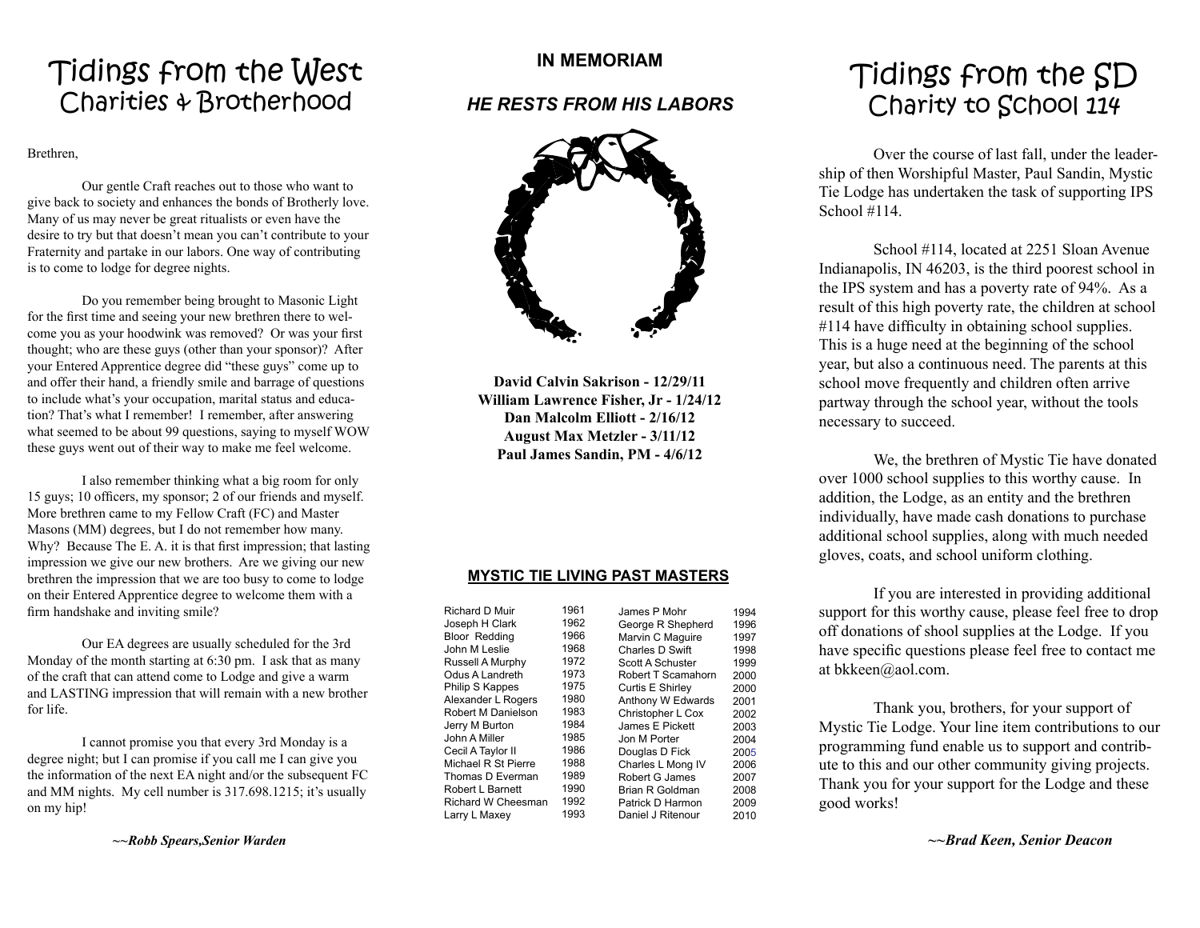# Tidings from the West
## Charities & Brotherhood

Brethren,

Our gentle Craft reaches out to those who want to give back to society and enhances the bonds of Brotherly love. Many of us may never be great ritualists or even have the desire to try but that doesn't mean you can't contribute to your Fraternity and partake in our labors. One way of contributing is to come to lodge for degree nights.

Do you remember being brought to Masonic Light for the first time and seeing your new brethren there to welcome you as your hoodwink was removed? Or was your first thought; who are these guys (other than your sponsor)? After your Entered Apprentice degree did "these guys" come up to and offer their hand, a friendly smile and barrage of questions to include what's your occupation, marital status and education? That's what I remember! I remember, after answering what seemed to be about 99 questions, saying to myself WOW these guys went out of their way to make me feel welcome.

I also remember thinking what a big room for only 15 guys; 10 officers, my sponsor; 2 of our friends and myself. More brethren came to my Fellow Craft (FC) and Master Masons (MM) degrees, but I do not remember how many. Why? Because The E. A. it is that first impression; that lasting impression we give our new brothers. Are we giving our new brethren the impression that we are too busy to come to lodge on their Entered Apprentice degree to welcome them with a firm handshake and inviting smile?

Our EA degrees are usually scheduled for the 3rd Monday of the month starting at 6:30 pm. I ask that as many of the craft that can attend come to Lodge and give a warm and LASTING impression that will remain with a new brother for life.

I cannot promise you that every 3rd Monday is a degree night; but I can promise if you call me I can give you the information of the next EA night and/or the subsequent FC and MM nights. My cell number is 317.698.1215; it's usually on my hip!

***~~Robb Spears,Senior Warden***

**IN MEMORIAM**

***HE RESTS FROM HIS LABORS***

**David Calvin Sakrison - 12/29/11**
**William Lawrence Fisher, Jr - 1/24/12**
**Dan Malcolm Elliott - 2/16/12**
**August Max Metzler - 3/11/12**
**Paul James Sandin, PM - 4/6/12**

**MYSTIC TIE LIVING PAST MASTERS**

| | | | |
|---|---|---|---|
| Richard D Muir | 1961 | James P Mohr | 1994 |
| Joseph H Clark | 1962 | George R Shepherd | 1996 |
| Bloor Redding | 1966 | Marvin C Maguire | 1997 |
| John M Leslie | 1968 | Charles D Swift | 1998 |
| Russell A Murphy | 1972 | Scott A Schuster | 1999 |
| Odus A Landreth | 1973 | Robert T Scamahorn | 2000 |
| Philip S Kappes | 1975 | Curtis E Shirley | 2000 |
| Alexander L Rogers | 1980 | Anthony W Edwards | 2001 |
| Robert M Danielson | 1983 | Christopher L Cox | 2002 |
| Jerry M Burton | 1984 | James E Pickett | 2003 |
| John A Miller | 1985 | Jon M Porter | 2004 |
| Cecil A Taylor II | 1986 | Douglas D Fick | 2005 |
| Michael R St Pierre | 1988 | Charles L Mong IV | 2006 |
| Thomas D Everman | 1989 | Robert G James | 2007 |
| Robert L Barnett | 1990 | Brian R Goldman | 2008 |
| Richard W Cheesman | 1992 | Patrick D Harmon | 2009 |
| Larry L Maxey | 1993 | Daniel J Ritenour | 2010 |

# Tidings from the SD
## Charity to School 114

Over the course of last fall, under the leadership of then Worshipful Master, Paul Sandin, Mystic Tie Lodge has undertaken the task of supporting IPS School #114.

School #114, located at 2251 Sloan Avenue Indianapolis, IN 46203, is the third poorest school in the IPS system and has a poverty rate of 94%. As a result of this high poverty rate, the children at school #114 have difficulty in obtaining school supplies. This is a huge need at the beginning of the school year, but also a continuous need. The parents at this school move frequently and children often arrive partway through the school year, without the tools necessary to succeed.

We, the brethren of Mystic Tie have donated over 1000 school supplies to this worthy cause. In addition, the Lodge, as an entity and the brethren individually, have made cash donations to purchase additional school supplies, along with much needed gloves, coats, and school uniform clothing.

If you are interested in providing additional support for this worthy cause, please feel free to drop off donations of shool supplies at the Lodge. If you have specific questions please feel free to contact me at bkkeen@aol.com.

Thank you, brothers, for your support of Mystic Tie Lodge. Your line item contributions to our programming fund enable us to support and contribute to this and our other community giving projects. Thank you for your support for the Lodge and these good works!

***~~Brad Keen, Senior Deacon***